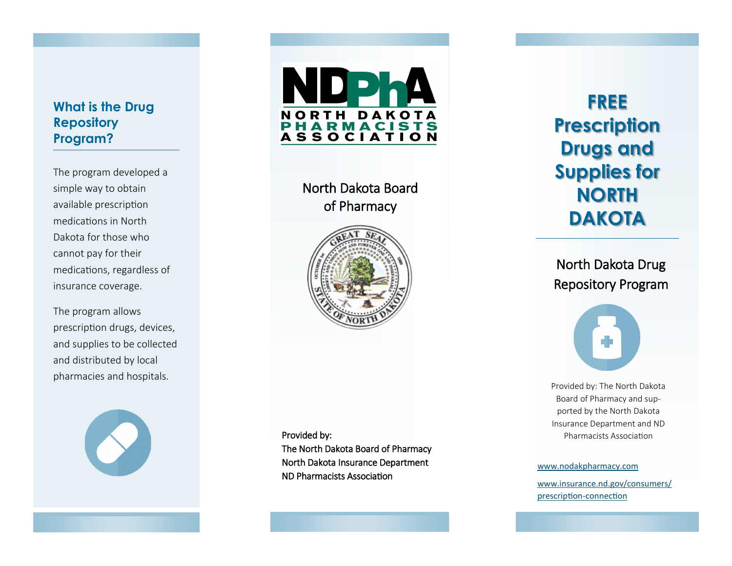## What is the Drug Repository Program?

The program developed a simple way to obtain available prescription medications in North Dakota for those who cannot pay for their medications, regardless of insurance coverage.

The program allows prescription drugs, devices, and supplies to be collected and distributed by local pharmacies and hospitals.

NDPhA

NORTH DAKOTA PHARMACISTS ASSOCIATION

North Dakota Board of Pharmacy

Provided by:
The North Dakota Board of Pharmacy
North Dakota Insurance Department
ND Pharmacists Association

# FREE Prescription Drugs and Supplies for NORTH DAKOTA

## North Dakota Drug Repository Program

Provided by: The North Dakota Board of Pharmacy and supported by the North Dakota Insurance Department and ND Pharmacists Association

www.nodakpharmacy.com

www.insurance.nd.gov/consumers/prescription-connection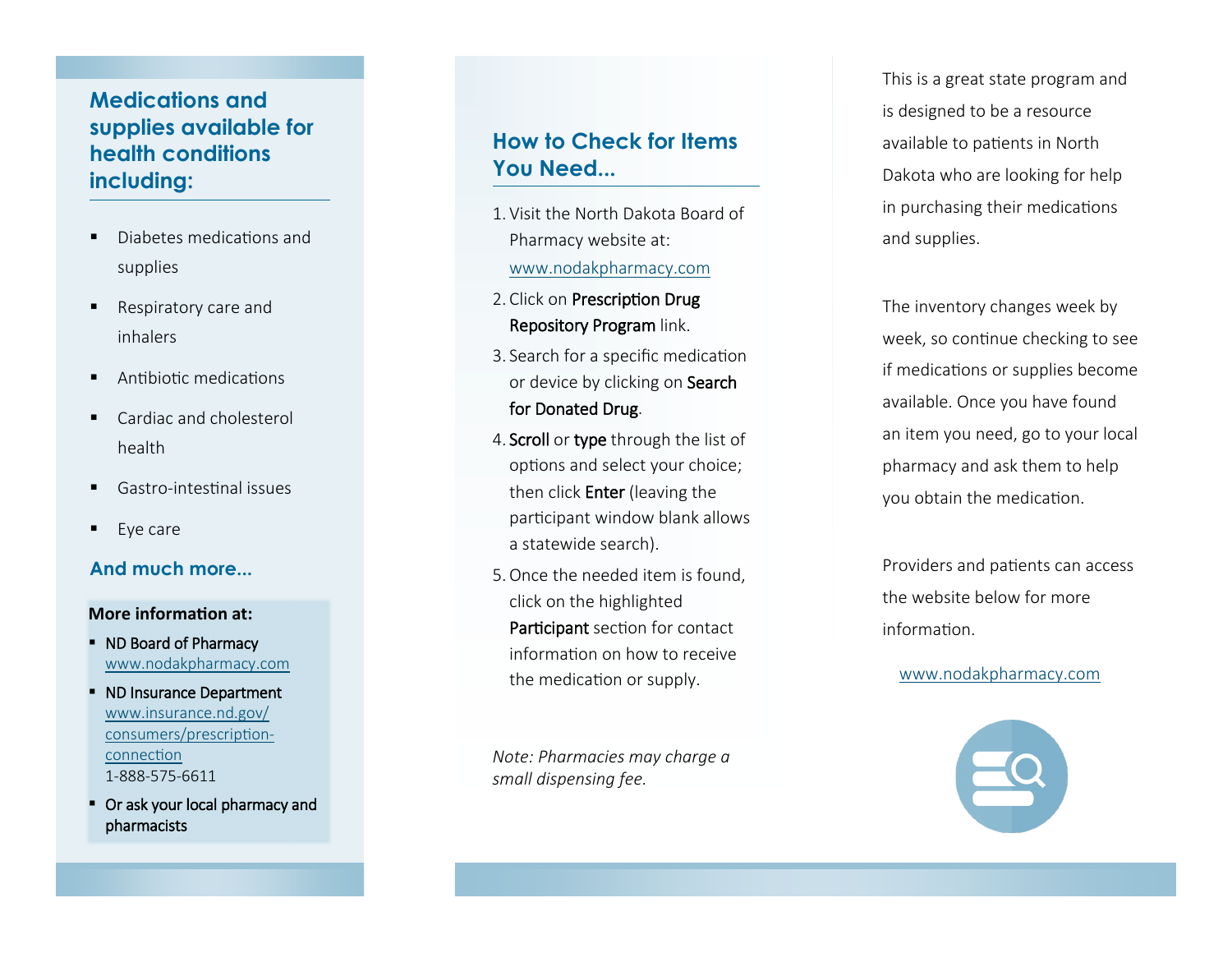## Medications and supplies available for health conditions including:

- Diabetes medications and supplies
- Respiratory care and inhalers
- Antibiotic medications
- Cardiac and cholesterol health
- Gastro-intestinal issues
- Eye care

### And much more...

**More information at:**

- ND Board of Pharmacy
  www.nodakpharmacy.com
- ND Insurance Department
  www.insurance.nd.gov/consumers/prescription-connection
  1-888-575-6611
- Or ask your local pharmacy and pharmacists

## How to Check for Items You Need...

1. Visit the North Dakota Board of Pharmacy website at: www.nodakpharmacy.com
2. Click on **Prescription Drug Repository Program** link.
3. Search for a specific medication or device by clicking on **Search for Donated Drug**.
4. **Scroll** or **type** through the list of options and select your choice; then click **Enter** (leaving the participant window blank allows a statewide search).
5. Once the needed item is found, click on the highlighted **Participant** section for contact information on how to receive the medication or supply.

*Note: Pharmacies may charge a small dispensing fee.*

This is a great state program and is designed to be a resource available to patients in North Dakota who are looking for help in purchasing their medications and supplies.

The inventory changes week by week, so continue checking to see if medications or supplies become available. Once you have found an item you need, go to your local pharmacy and ask them to help you obtain the medication.

Providers and patients can access the website below for more information.

www.nodakpharmacy.com